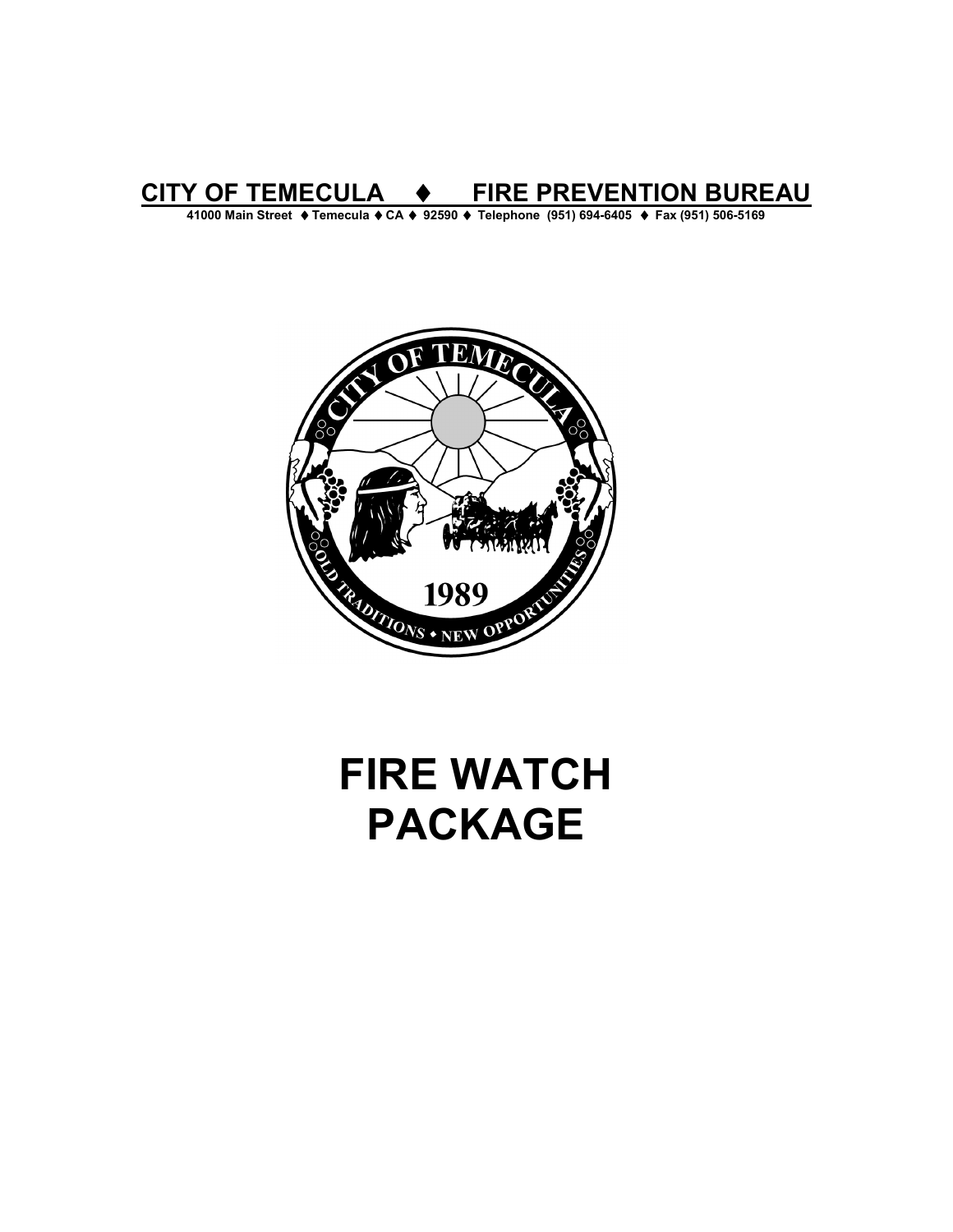# CITY OF TEMECULA ♦ FIRE PREVENTION BUREAU

**41000 Main Street ♦ Temecula ♦ CA ♦ 92590 ♦ Telephone (951) 694-6405 ♦ Fax (951) 506-5169**

# FIRE WATCH PACKAGE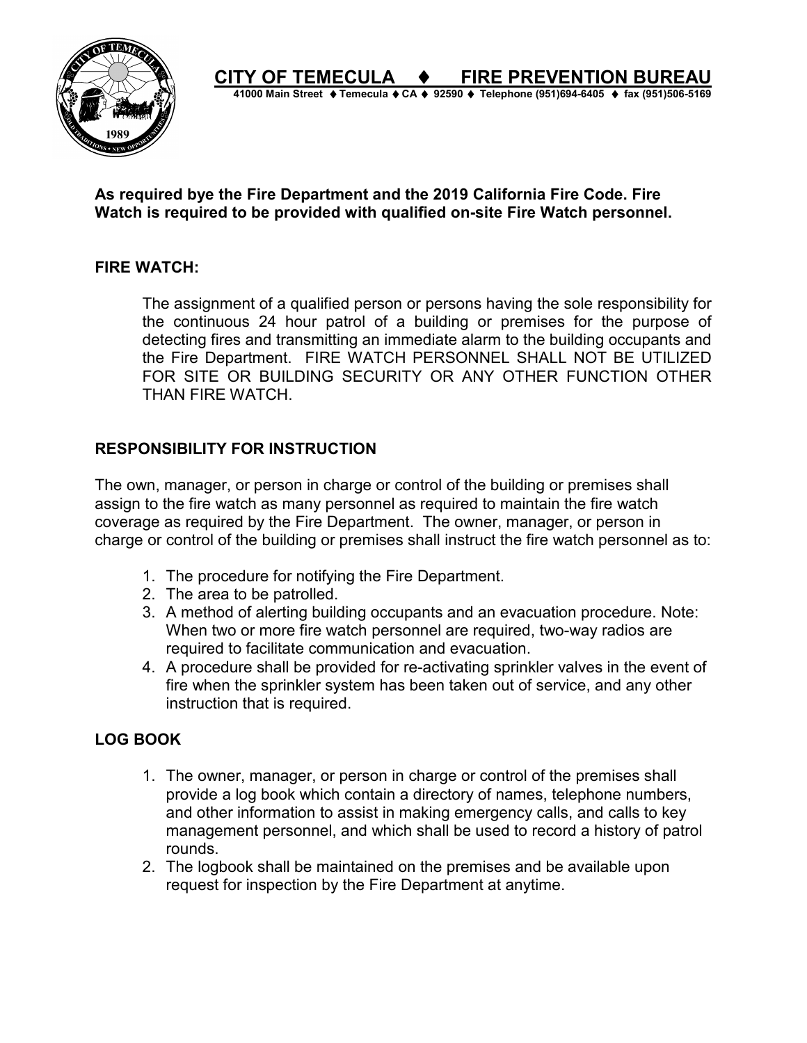# CITY OF TEMECULA ♦ FIRE PREVENTION BUREAU

**41000 Main Street ♦ Temecula ♦ CA ♦ 92590 ♦ Telephone (951)694-6405 ♦ fax (951)506-5169**

**As required bye the Fire Department and the 2019 California Fire Code. Fire Watch is required to be provided with qualified on-site Fire Watch personnel.**

## FIRE WATCH:

The assignment of a qualified person or persons having the sole responsibility for the continuous 24 hour patrol of a building or premises for the purpose of detecting fires and transmitting an immediate alarm to the building occupants and the Fire Department. FIRE WATCH PERSONNEL SHALL NOT BE UTILIZED FOR SITE OR BUILDING SECURITY OR ANY OTHER FUNCTION OTHER THAN FIRE WATCH.

## RESPONSIBILITY FOR INSTRUCTION

The own, manager, or person in charge or control of the building or premises shall assign to the fire watch as many personnel as required to maintain the fire watch coverage as required by the Fire Department. The owner, manager, or person in charge or control of the building or premises shall instruct the fire watch personnel as to:

1. The procedure for notifying the Fire Department.
2. The area to be patrolled.
3. A method of alerting building occupants and an evacuation procedure. Note: When two or more fire watch personnel are required, two-way radios are required to facilitate communication and evacuation.
4. A procedure shall be provided for re-activating sprinkler valves in the event of fire when the sprinkler system has been taken out of service, and any other instruction that is required.

## LOG BOOK

1. The owner, manager, or person in charge or control of the premises shall provide a log book which contain a directory of names, telephone numbers, and other information to assist in making emergency calls, and calls to key management personnel, and which shall be used to record a history of patrol rounds.
2. The logbook shall be maintained on the premises and be available upon request for inspection by the Fire Department at anytime.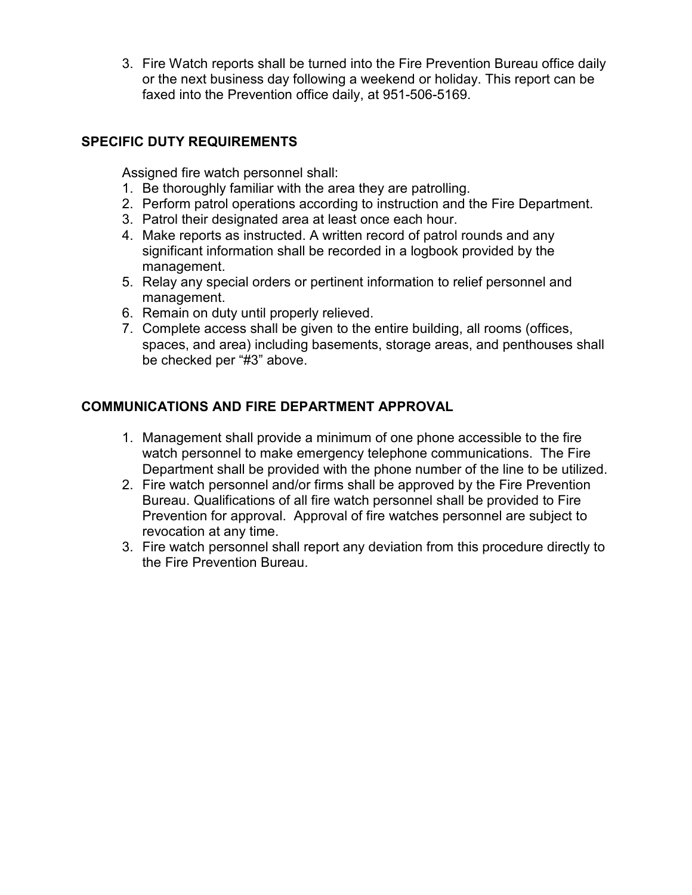3. Fire Watch reports shall be turned into the Fire Prevention Bureau office daily or the next business day following a weekend or holiday. This report can be faxed into the Prevention office daily, at 951-506-5169.

**SPECIFIC DUTY REQUIREMENTS**

Assigned fire watch personnel shall:

1. Be thoroughly familiar with the area they are patrolling.
2. Perform patrol operations according to instruction and the Fire Department.
3. Patrol their designated area at least once each hour.
4. Make reports as instructed. A written record of patrol rounds and any significant information shall be recorded in a logbook provided by the management.
5. Relay any special orders or pertinent information to relief personnel and management.
6. Remain on duty until properly relieved.
7. Complete access shall be given to the entire building, all rooms (offices, spaces, and area) including basements, storage areas, and penthouses shall be checked per "#3" above.

**COMMUNICATIONS AND FIRE DEPARTMENT APPROVAL**

1. Management shall provide a minimum of one phone accessible to the fire watch personnel to make emergency telephone communications. The Fire Department shall be provided with the phone number of the line to be utilized.
2. Fire watch personnel and/or firms shall be approved by the Fire Prevention Bureau. Qualifications of all fire watch personnel shall be provided to Fire Prevention for approval. Approval of fire watches personnel are subject to revocation at any time.
3. Fire watch personnel shall report any deviation from this procedure directly to the Fire Prevention Bureau.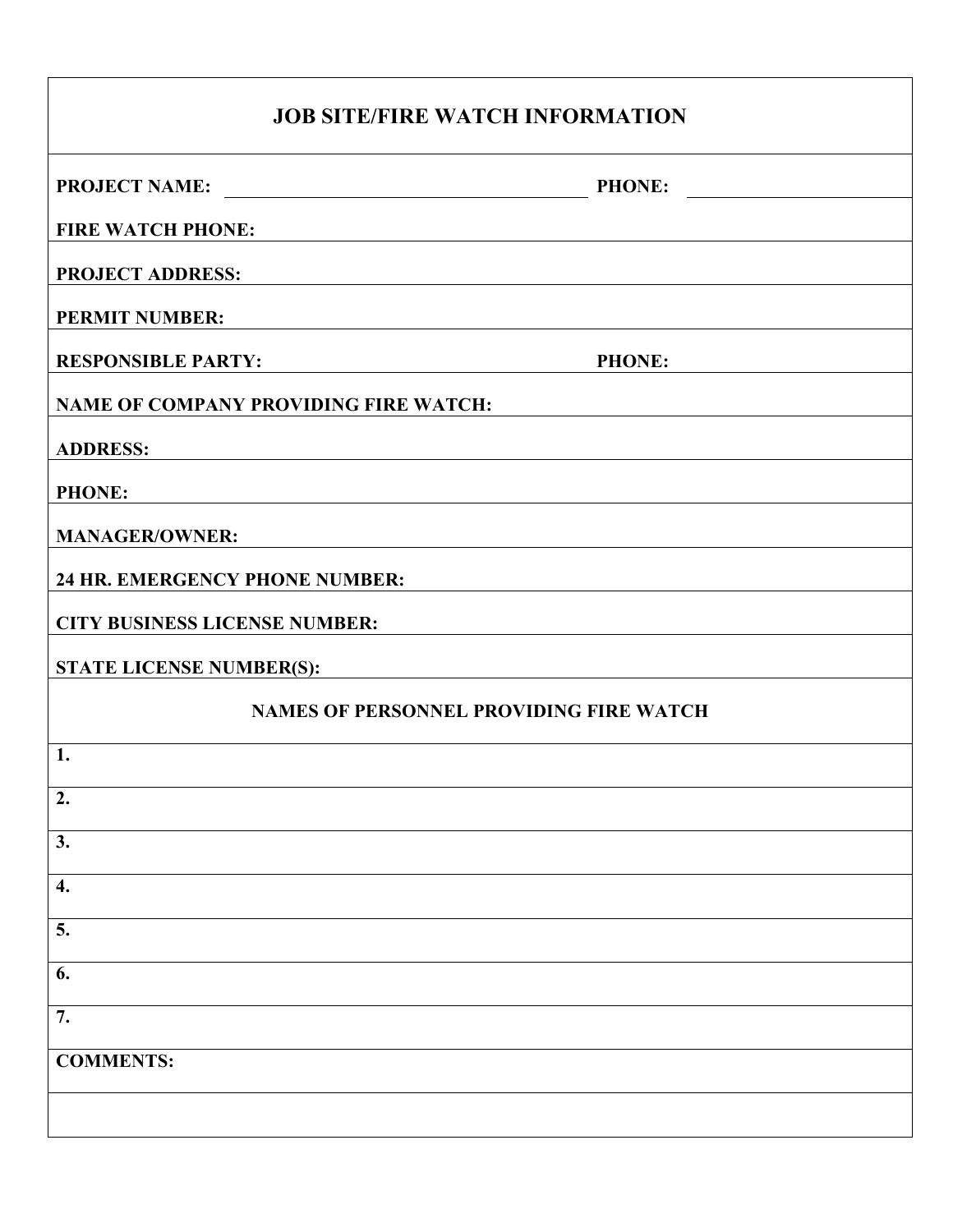## JOB SITE/FIRE WATCH INFORMATION

**PROJECT NAME:** ______________________________ **PHONE:** ______________

**FIRE WATCH PHONE:** ______________________________

**PROJECT ADDRESS:** ______________________________

**PERMIT NUMBER:** ______________________________

**RESPONSIBLE PARTY:** ______________________________ **PHONE:** ______________

**NAME OF COMPANY PROVIDING FIRE WATCH:** ______________________________

**ADDRESS:** ______________________________

**PHONE:** ______________________________

**MANAGER/OWNER:** ______________________________

**24 HR. EMERGENCY PHONE NUMBER:** ______________________________

**CITY BUSINESS LICENSE NUMBER:** ______________________________

**STATE LICENSE NUMBER(S):** ______________________________

### NAMES OF PERSONNEL PROVIDING FIRE WATCH

**1.**

**2.**

**3.**

**4.**

**5.**

**6.**

**7.**

**COMMENTS:**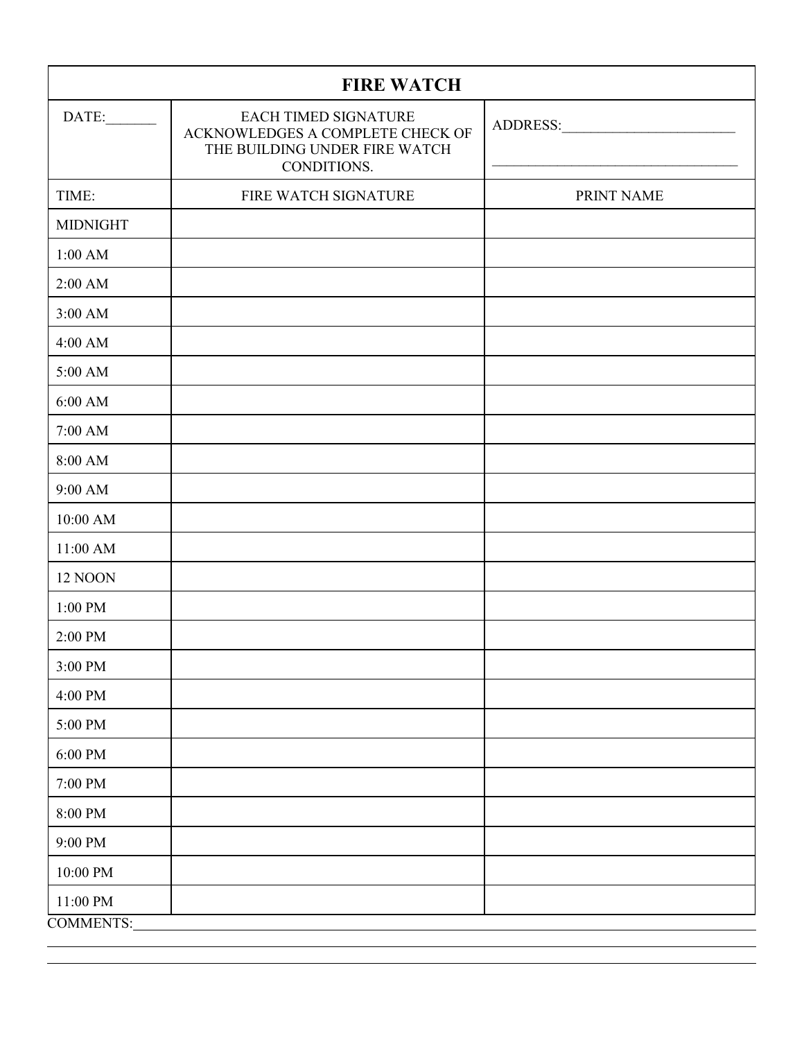# FIRE WATCH

| DATE:_______ | EACH TIMED SIGNATURE ACKNOWLEDGES A COMPLETE CHECK OF THE BUILDING UNDER FIRE WATCH CONDITIONS. | ADDRESS:________________________ ___________________________________ |
|---|---|---|
| TIME: | FIRE WATCH SIGNATURE | PRINT NAME |
| MIDNIGHT | | |
| 1:00 AM | | |
| 2:00 AM | | |
| 3:00 AM | | |
| 4:00 AM | | |
| 5:00 AM | | |
| 6:00 AM | | |
| 7:00 AM | | |
| 8:00 AM | | |
| 9:00 AM | | |
| 10:00 AM | | |
| 11:00 AM | | |
| 12 NOON | | |
| 1:00 PM | | |
| 2:00 PM | | |
| 3:00 PM | | |
| 4:00 PM | | |
| 5:00 PM | | |
| 6:00 PM | | |
| 7:00 PM | | |
| 8:00 PM | | |
| 9:00 PM | | |
| 10:00 PM | | |
| 11:00 PM | | |

COMMENTS:_______________________________________________________________________________
_________________________________________________________________________________________
_________________________________________________________________________________________